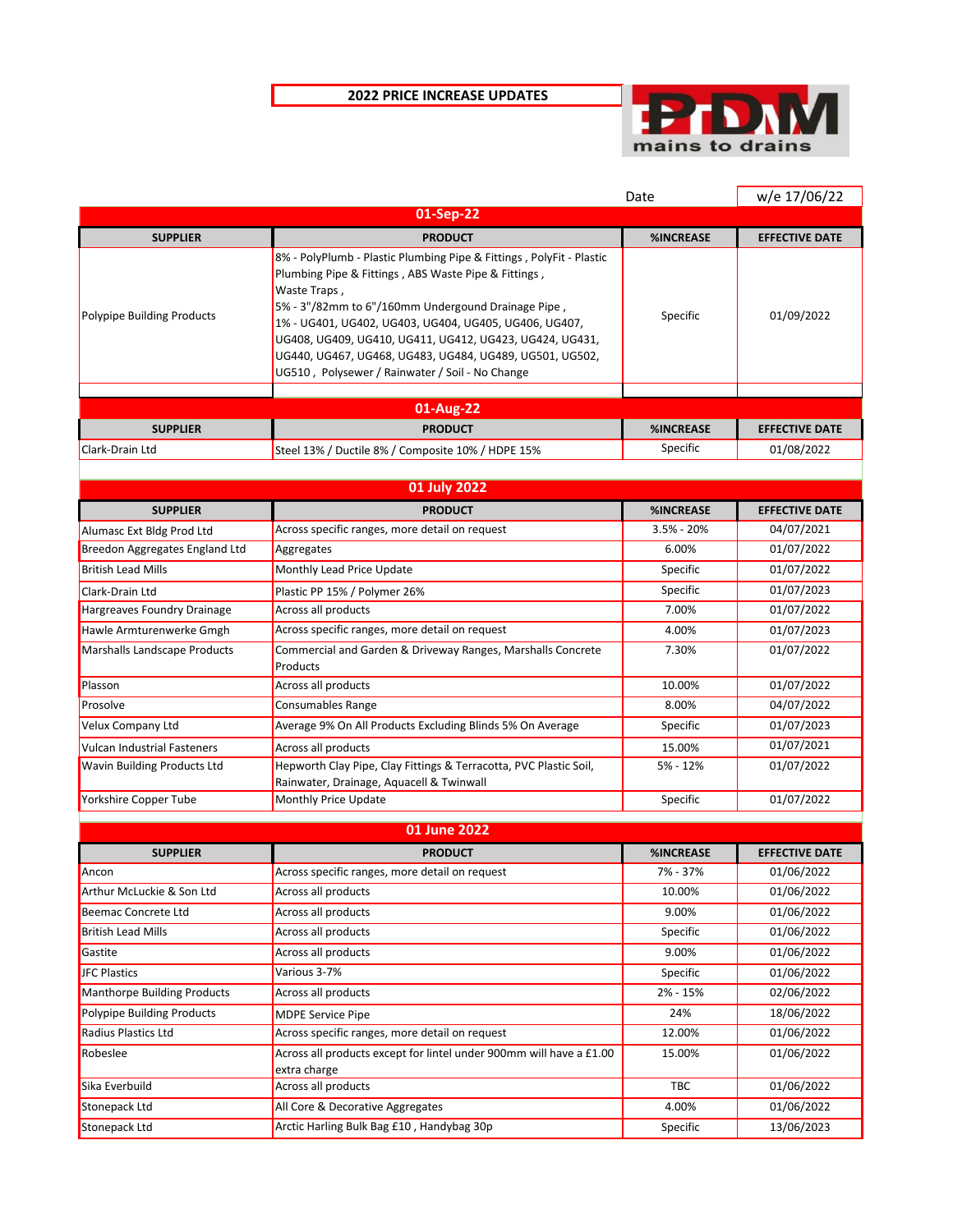# 2022 PRICE INCREASE UPDATES

PDM mains to drains

Date: w/e 17/06/22

## 01-Sep-22

| SUPPLIER | PRODUCT | %INCREASE | EFFECTIVE DATE |
|---|---|---|---|
| Polypipe Building Products | 8% - PolyPlumb - Plastic Plumbing Pipe & Fittings , PolyFit - Plastic Plumbing Pipe & Fittings , ABS Waste Pipe & Fittings , Waste Traps , 5% - 3"/82mm to 6"/160mm Undergound Drainage Pipe , 1% - UG401, UG402, UG403, UG404, UG405, UG406, UG407, UG408, UG409, UG410, UG411, UG412, UG423, UG424, UG431, UG440, UG467, UG468, UG483, UG484, UG489, UG501, UG502, UG510 , Polysewer / Rainwater / Soil - No Change | Specific | 01/09/2022 |

## 01-Aug-22

| SUPPLIER | PRODUCT | %INCREASE | EFFECTIVE DATE |
|---|---|---|---|
| Clark-Drain Ltd | Steel 13% / Ductile 8% / Composite 10% / HDPE 15% | Specific | 01/08/2022 |

## 01 July 2022

| SUPPLIER | PRODUCT | %INCREASE | EFFECTIVE DATE |
|---|---|---|---|
| Alumasc Ext Bldg Prod Ltd | Across specific ranges, more detail on request | 3.5% - 20% | 04/07/2021 |
| Breedon Aggregates England Ltd | Aggregates | 6.00% | 01/07/2022 |
| British Lead Mills | Monthly Lead Price Update | Specific | 01/07/2022 |
| Clark-Drain Ltd | Plastic PP 15% / Polymer 26% | Specific | 01/07/2023 |
| Hargreaves Foundry Drainage | Across all products | 7.00% | 01/07/2022 |
| Hawle Armturenwerke Gmgh | Across specific ranges, more detail on request | 4.00% | 01/07/2023 |
| Marshalls Landscape Products | Commercial and Garden & Driveway Ranges, Marshalls Concrete Products | 7.30% | 01/07/2022 |
| Plasson | Across all products | 10.00% | 01/07/2022 |
| Prosolve | Consumables Range | 8.00% | 04/07/2022 |
| Velux Company Ltd | Average 9% On All Products Excluding Blinds 5% On Average | Specific | 01/07/2023 |
| Vulcan Industrial Fasteners | Across all products | 15.00% | 01/07/2021 |
| Wavin Building Products Ltd | Hepworth Clay Pipe, Clay Fittings & Terracotta, PVC Plastic Soil, Rainwater, Drainage, Aquacell & Twinwall | 5% - 12% | 01/07/2022 |
| Yorkshire Copper Tube | Monthly Price Update | Specific | 01/07/2022 |

## 01 June 2022

| SUPPLIER | PRODUCT | %INCREASE | EFFECTIVE DATE |
|---|---|---|---|
| Ancon | Across specific ranges, more detail on request | 7% - 37% | 01/06/2022 |
| Arthur McLuckie & Son Ltd | Across all products | 10.00% | 01/06/2022 |
| Beemac Concrete Ltd | Across all products | 9.00% | 01/06/2022 |
| British Lead Mills | Across all products | Specific | 01/06/2022 |
| Gastite | Across all products | 9.00% | 01/06/2022 |
| JFC Plastics | Various 3-7% | Specific | 01/06/2022 |
| Manthorpe Building Products | Across all products | 2% - 15% | 02/06/2022 |
| Polypipe Building Products | MDPE Service Pipe | 24% | 18/06/2022 |
| Radius Plastics Ltd | Across specific ranges, more detail on request | 12.00% | 01/06/2022 |
| Robeslee | Across all products except for lintel under 900mm will have a £1.00 extra charge | 15.00% | 01/06/2022 |
| Sika Everbuild | Across all products | TBC | 01/06/2022 |
| Stonepack Ltd | All Core & Decorative Aggregates | 4.00% | 01/06/2022 |
| Stonepack Ltd | Arctic Harling Bulk Bag £10 , Handybag 30p | Specific | 13/06/2023 |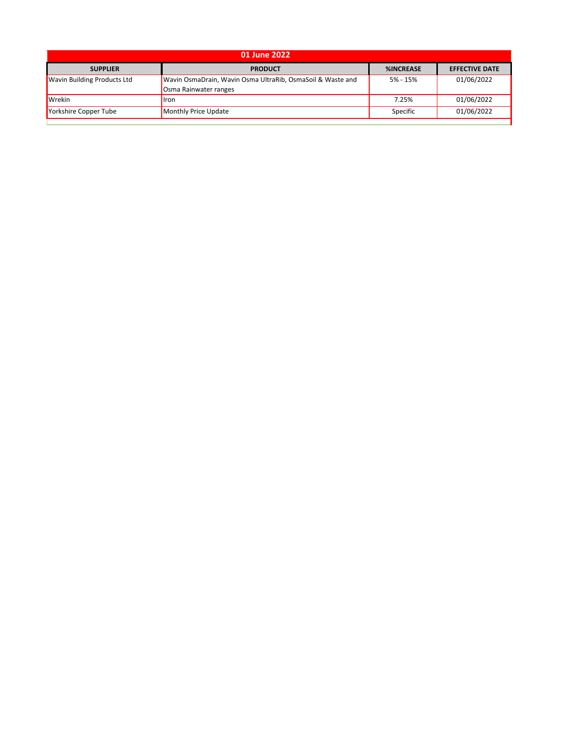## 01 June 2022

| SUPPLIER | PRODUCT | %INCREASE | EFFECTIVE DATE |
|---|---|---|---|
| Wavin Building Products Ltd | Wavin OsmaDrain, Wavin Osma UltraRib, OsmaSoil & Waste and Osma Rainwater ranges | 5% - 15% | 01/06/2022 |
| Wrekin | Iron | 7.25% | 01/06/2022 |
| Yorkshire Copper Tube | Monthly Price Update | Specific | 01/06/2022 |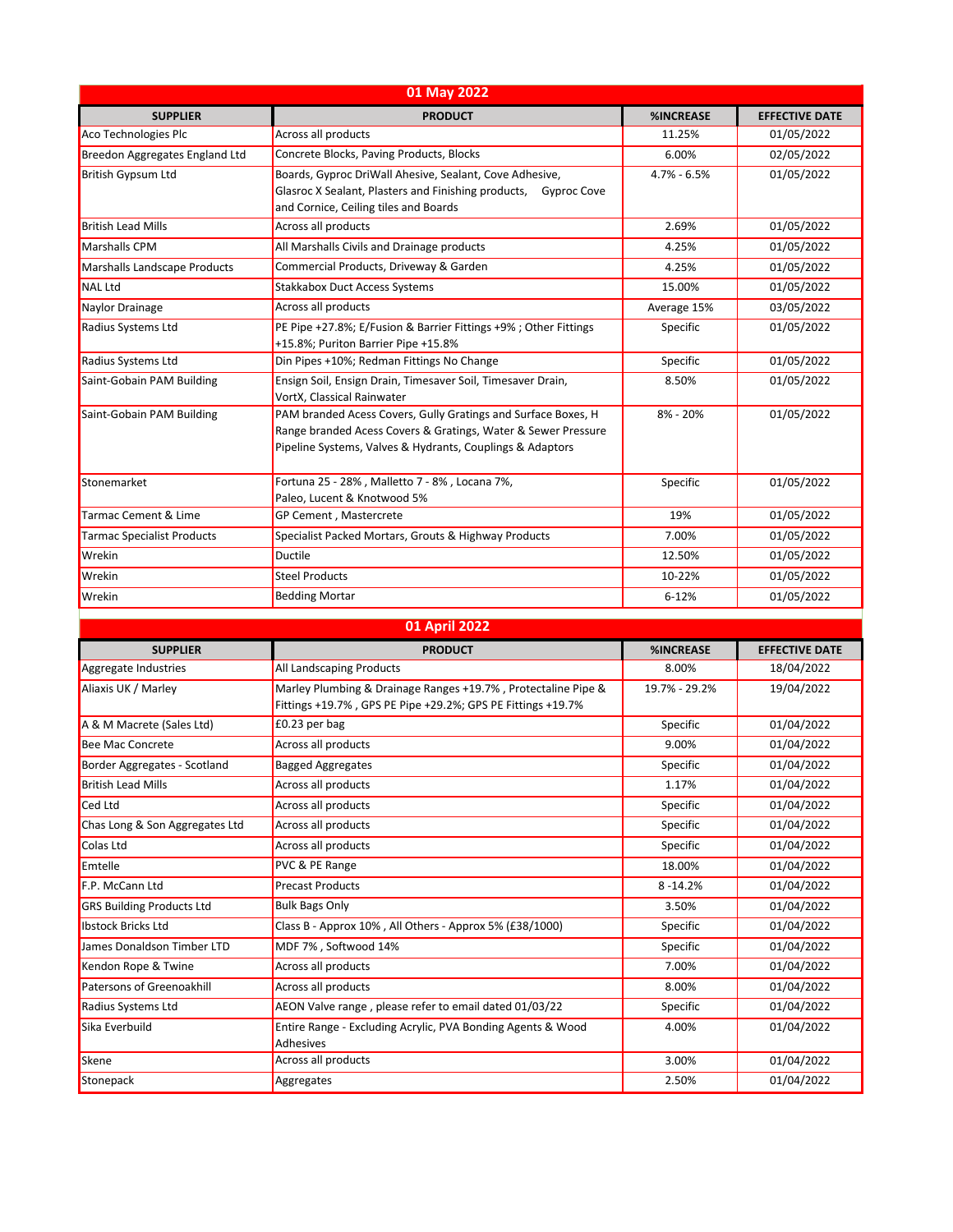## 01 May 2022

| SUPPLIER | PRODUCT | %INCREASE | EFFECTIVE DATE |
|---|---|---|---|
| Aco Technologies Plc | Across all products | 11.25% | 01/05/2022 |
| Breedon Aggregates England Ltd | Concrete Blocks, Paving Products, Blocks | 6.00% | 02/05/2022 |
| British Gypsum Ltd | Boards, Gyproc DriWall Ahesive, Sealant, Cove Adhesive, Glasroc X Sealant, Plasters and Finishing products, Gyproc Cove and Cornice, Ceiling tiles and Boards | 4.7% - 6.5% | 01/05/2022 |
| British Lead Mills | Across all products | 2.69% | 01/05/2022 |
| Marshalls CPM | All Marshalls Civils and Drainage products | 4.25% | 01/05/2022 |
| Marshalls Landscape Products | Commercial Products, Driveway & Garden | 4.25% | 01/05/2022 |
| NAL Ltd | Stakkabox Duct Access Systems | 15.00% | 01/05/2022 |
| Naylor Drainage | Across all products | Average 15% | 03/05/2022 |
| Radius Systems Ltd | PE Pipe +27.8%; E/Fusion & Barrier Fittings +9% ; Other Fittings +15.8%; Puriton Barrier Pipe +15.8% | Specific | 01/05/2022 |
| Radius Systems Ltd | Din Pipes +10%; Redman Fittings No Change | Specific | 01/05/2022 |
| Saint-Gobain PAM Building | Ensign Soil, Ensign Drain, Timesaver Soil, Timesaver Drain, VortX, Classical Rainwater | 8.50% | 01/05/2022 |
| Saint-Gobain PAM Building | PAM branded Acess Covers, Gully Gratings and Surface Boxes, H Range branded Acess Covers & Gratings, Water & Sewer Pressure Pipeline Systems, Valves & Hydrants, Couplings & Adaptors | 8% - 20% | 01/05/2022 |
| Stonemarket | Fortuna 25 - 28% , Malletto 7 - 8% , Locana 7%, Paleo, Lucent & Knotwood 5% | Specific | 01/05/2022 |
| Tarmac Cement & Lime | GP Cement , Mastercrete | 19% | 01/05/2022 |
| Tarmac Specialist Products | Specialist Packed Mortars, Grouts & Highway Products | 7.00% | 01/05/2022 |
| Wrekin | Ductile | 12.50% | 01/05/2022 |
| Wrekin | Steel Products | 10-22% | 01/05/2022 |
| Wrekin | Bedding Mortar | 6-12% | 01/05/2022 |

## 01 April 2022

| SUPPLIER | PRODUCT | %INCREASE | EFFECTIVE DATE |
|---|---|---|---|
| Aggregate Industries | All Landscaping Products | 8.00% | 18/04/2022 |
| Aliaxis UK / Marley | Marley Plumbing & Drainage Ranges +19.7% , Protectaline Pipe & Fittings +19.7% , GPS PE Pipe +29.2%; GPS PE Fittings +19.7% | 19.7% - 29.2% | 19/04/2022 |
| A & M Macrete (Sales Ltd) | £0.23 per bag | Specific | 01/04/2022 |
| Bee Mac Concrete | Across all products | 9.00% | 01/04/2022 |
| Border Aggregates - Scotland | Bagged Aggregates | Specific | 01/04/2022 |
| British Lead Mills | Across all products | 1.17% | 01/04/2022 |
| Ced Ltd | Across all products | Specific | 01/04/2022 |
| Chas Long & Son Aggregates Ltd | Across all products | Specific | 01/04/2022 |
| Colas Ltd | Across all products | Specific | 01/04/2022 |
| Emtelle | PVC & PE Range | 18.00% | 01/04/2022 |
| F.P. McCann Ltd | Precast Products | 8 -14.2% | 01/04/2022 |
| GRS Building Products Ltd | Bulk Bags Only | 3.50% | 01/04/2022 |
| Ibstock Bricks Ltd | Class B - Approx 10% , All Others - Approx 5% (£38/1000) | Specific | 01/04/2022 |
| James Donaldson Timber LTD | MDF 7% , Softwood 14% | Specific | 01/04/2022 |
| Kendon Rope & Twine | Across all products | 7.00% | 01/04/2022 |
| Patersons of Greenoakhill | Across all products | 8.00% | 01/04/2022 |
| Radius Systems Ltd | AEON Valve range , please refer to email dated 01/03/22 | Specific | 01/04/2022 |
| Sika Everbuild | Entire Range - Excluding Acrylic, PVA Bonding Agents & Wood Adhesives | 4.00% | 01/04/2022 |
| Skene | Across all products | 3.00% | 01/04/2022 |
| Stonepack | Aggregates | 2.50% | 01/04/2022 |